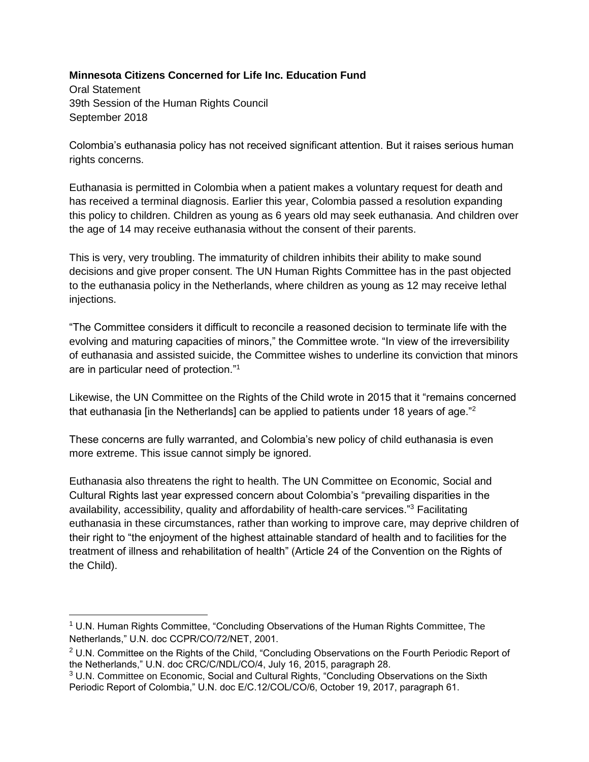**Minnesota Citizens Concerned for Life Inc. Education Fund**
Oral Statement
39th Session of the Human Rights Council
September 2018

Colombia's euthanasia policy has not received significant attention. But it raises serious human rights concerns.

Euthanasia is permitted in Colombia when a patient makes a voluntary request for death and has received a terminal diagnosis. Earlier this year, Colombia passed a resolution expanding this policy to children. Children as young as 6 years old may seek euthanasia. And children over the age of 14 may receive euthanasia without the consent of their parents.

This is very, very troubling. The immaturity of children inhibits their ability to make sound decisions and give proper consent. The UN Human Rights Committee has in the past objected to the euthanasia policy in the Netherlands, where children as young as 12 may receive lethal injections.

"The Committee considers it difficult to reconcile a reasoned decision to terminate life with the evolving and maturing capacities of minors," the Committee wrote. "In view of the irreversibility of euthanasia and assisted suicide, the Committee wishes to underline its conviction that minors are in particular need of protection."[1]

Likewise, the UN Committee on the Rights of the Child wrote in 2015 that it "remains concerned that euthanasia [in the Netherlands] can be applied to patients under 18 years of age."[2]

These concerns are fully warranted, and Colombia's new policy of child euthanasia is even more extreme. This issue cannot simply be ignored.

Euthanasia also threatens the right to health. The UN Committee on Economic, Social and Cultural Rights last year expressed concern about Colombia's "prevailing disparities in the availability, accessibility, quality and affordability of health-care services."[3] Facilitating euthanasia in these circumstances, rather than working to improve care, may deprive children of their right to "the enjoyment of the highest attainable standard of health and to facilities for the treatment of illness and rehabilitation of health" (Article 24 of the Convention on the Rights of the Child).

---

[1] U.N. Human Rights Committee, "Concluding Observations of the Human Rights Committee, The Netherlands," U.N. doc CCPR/CO/72/NET, 2001.

[2] U.N. Committee on the Rights of the Child, "Concluding Observations on the Fourth Periodic Report of the Netherlands," U.N. doc CRC/C/NDL/CO/4, July 16, 2015, paragraph 28.

[3] U.N. Committee on Economic, Social and Cultural Rights, "Concluding Observations on the Sixth Periodic Report of Colombia," U.N. doc E/C.12/COL/CO/6, October 19, 2017, paragraph 61.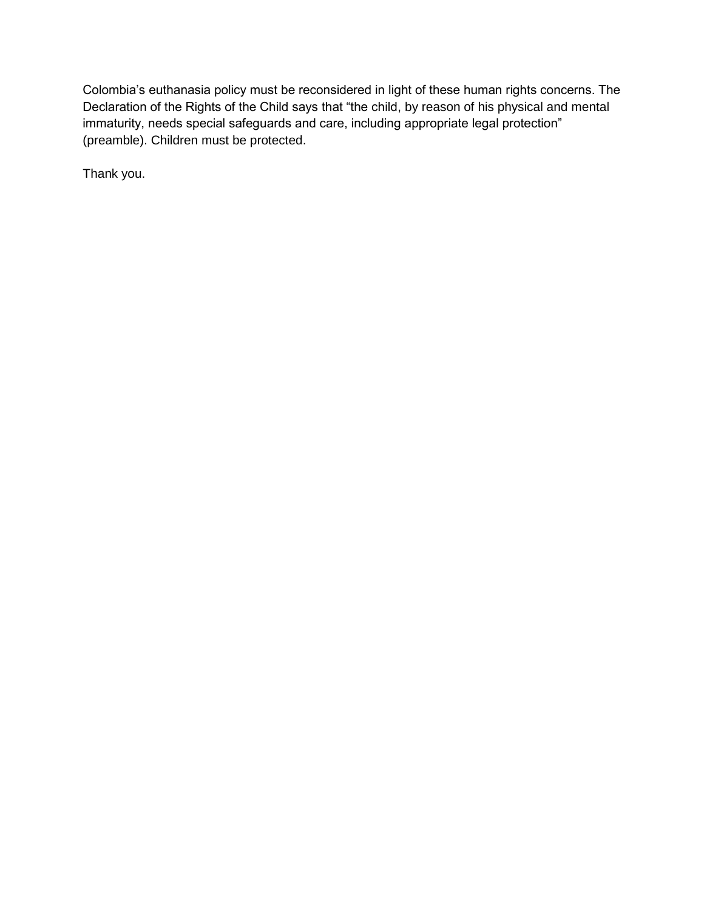Colombia’s euthanasia policy must be reconsidered in light of these human rights concerns. The Declaration of the Rights of the Child says that “the child, by reason of his physical and mental immaturity, needs special safeguards and care, including appropriate legal protection” (preamble). Children must be protected.

Thank you.